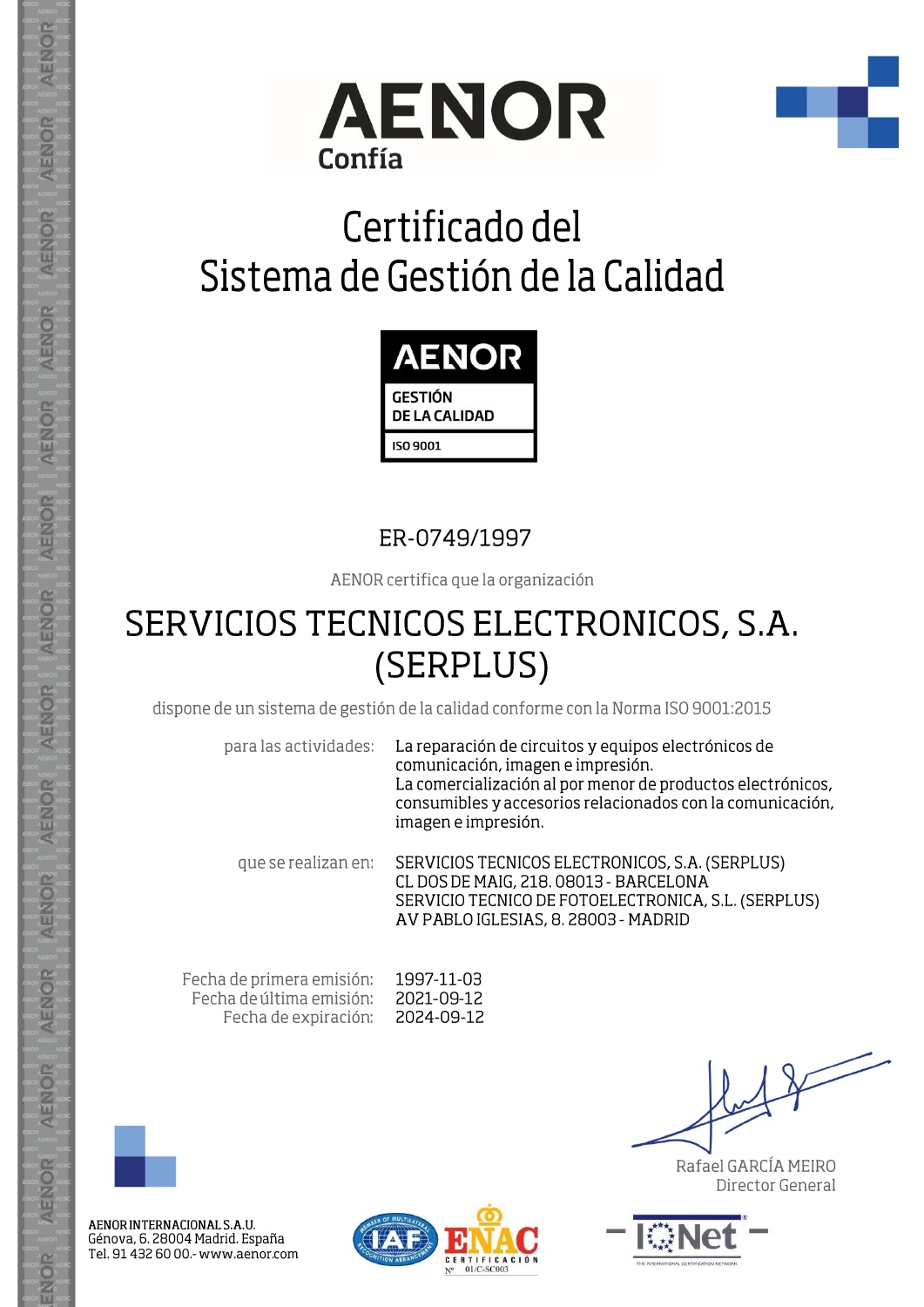AENOR
Confía

# Certificado del Sistema de Gestión de la Calidad

AENOR
GESTIÓN DE LA CALIDAD
ISO 9001

ER-0749/1997

AENOR certifica que la organización

## SERVICIOS TECNICOS ELECTRONICOS, S.A. (SERPLUS)

dispone de un sistema de gestión de la calidad conforme con la Norma ISO 9001:2015

| | |
|---|---|
| para las actividades: | La reparación de circuitos y equipos electrónicos de comunicación, imagen e impresión. La comercialización al por menor de productos electrónicos, consumibles y accesorios relacionados con la comunicación, imagen e impresión. |
| que se realizan en: | SERVICIOS TECNICOS ELECTRONICOS, S.A. (SERPLUS) CL DOS DE MAIG, 218. 08013 - BARCELONA SERVICIO TECNICO DE FOTOELECTRONICA, S.L. (SERPLUS) AV PABLO IGLESIAS, 8. 28003 - MADRID |

| | |
|---|---|
| Fecha de primera emisión: | 1997-11-03 |
| Fecha de última emisión: | 2021-09-12 |
| Fecha de expiración: | 2024-09-12 |

Rafael GARCÍA MEIRO
Director General

AENOR INTERNACIONAL S.A.U.
Génova, 6. 28004 Madrid. España
Tel. 91 432 60 00.- www.aenor.com

IAF — ENAC CERTIFICACIÓN Nº 01/C-SC003 — IQNet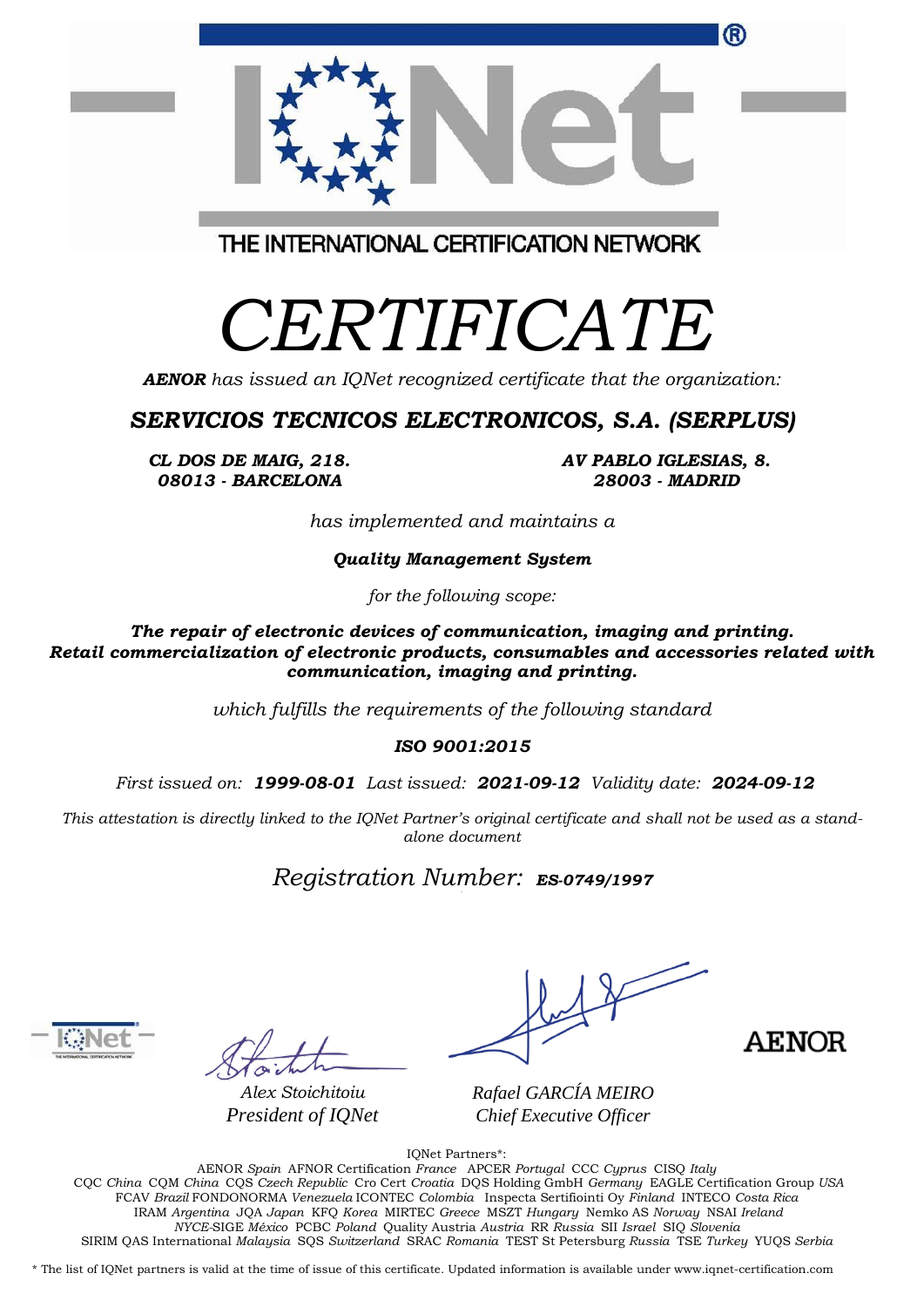THE INTERNATIONAL CERTIFICATION NETWORK

# *CERTIFICATE*

***AENOR*** *has issued an IQNet recognized certificate that the organization:*

## ***SERVICIOS TECNICOS ELECTRONICOS, S.A. (SERPLUS)***

***CL DOS DE MAIG, 218.***
***08013 - BARCELONA***

***AV PABLO IGLESIAS, 8.***
***28003 - MADRID***

*has implemented and maintains a*

***Quality Management System***

*for the following scope:*

***The repair of electronic devices of communication, imaging and printing.***
***Retail commercialization of electronic products, consumables and accessories related with communication, imaging and printing.***

*which fulfills the requirements of the following standard*

***ISO 9001:2015***

*First issued on:* ***1999-08-01*** *Last issued:* ***2021-09-12*** *Validity date:* ***2024-09-12***

*This attestation is directly linked to the IQNet Partner's original certificate and shall not be used as a stand-alone document*

*Registration Number:* ***ES-0749/1997***

*Alex Stoichitoiu*
*President of IQNet*

*Rafael GARCÍA MEIRO*
*Chief Executive Officer*

AENOR

IQNet Partners*:
AENOR *Spain* AFNOR Certification *France* APCER *Portugal* CCC *Cyprus* CISQ *Italy*
CQC *China* CQM *China* CQS *Czech Republic* Cro Cert *Croatia* DQS Holding GmbH *Germany* EAGLE Certification Group *USA*
FCAV *Brazil* FONDONORMA *Venezuela* ICONTEC *Colombia* Inspecta Sertifiointi Oy *Finland* INTECO *Costa Rica*
IRAM *Argentina* JQA *Japan* KFQ *Korea* MIRTEC *Greece* MSZT *Hungary* Nemko AS *Norway* NSAI *Ireland*
*NYCE*-SIGE *México* PCBC *Poland* Quality Austria *Austria* RR *Russia* SII *Israel* SIQ *Slovenia*
SIRIM QAS International *Malaysia* SQS *Switzerland* SRAC *Romania* TEST St Petersburg *Russia* TSE *Turkey* YUQS *Serbia*

* The list of IQNet partners is valid at the time of issue of this certificate. Updated information is available under www.iqnet-certification.com